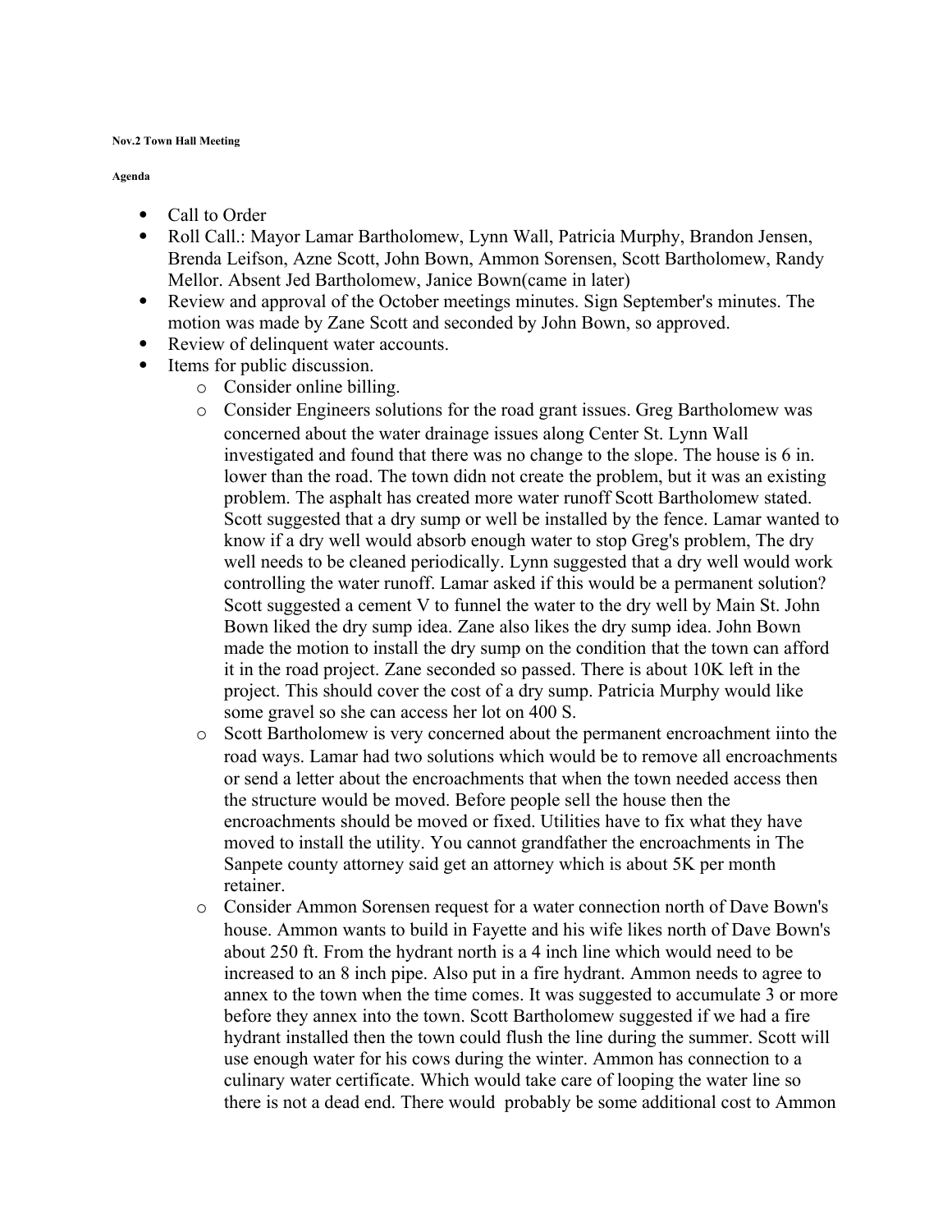**Nov.2 Town Hall Meeting**

**Agenda**

- Call to Order
- Roll Call.: Mayor Lamar Bartholomew, Lynn Wall, Patricia Murphy, Brandon Jensen, Brenda Leifson, Azne Scott, John Bown, Ammon Sorensen, Scott Bartholomew, Randy Mellor. Absent Jed Bartholomew, Janice Bown(came in later)
- Review and approval of the October meetings minutes. Sign September's minutes. The motion was made by Zane Scott and seconded by John Bown, so approved.
- Review of delinquent water accounts.
- Items for public discussion.
  - Consider online billing.
  - Consider Engineers solutions for the road grant issues. Greg Bartholomew was concerned about the water drainage issues along Center St. Lynn Wall investigated and found that there was no change to the slope. The house is 6 in. lower than the road. The town didn not create the problem, but it was an existing problem. The asphalt has created more water runoff Scott Bartholomew stated. Scott suggested that a dry sump or well be installed by the fence. Lamar wanted to know if a dry well would absorb enough water to stop Greg's problem, The dry well needs to be cleaned periodically. Lynn suggested that a dry well would work controlling the water runoff. Lamar asked if this would be a permanent solution? Scott suggested a cement V to funnel the water to the dry well by Main St. John Bown liked the dry sump idea. Zane also likes the dry sump idea. John Bown made the motion to install the dry sump on the condition that the town can afford it in the road project. Zane seconded so passed. There is about 10K left in the project. This should cover the cost of a dry sump. Patricia Murphy would like some gravel so she can access her lot on 400 S.
  - Scott Bartholomew is very concerned about the permanent encroachment iinto the road ways. Lamar had two solutions which would be to remove all encroachments or send a letter about the encroachments that when the town needed access then the structure would be moved. Before people sell the house then the encroachments should be moved or fixed. Utilities have to fix what they have moved to install the utility. You cannot grandfather the encroachments in The Sanpete county attorney said get an attorney which is about 5K per month retainer.
  - Consider Ammon Sorensen request for a water connection north of Dave Bown's house. Ammon wants to build in Fayette and his wife likes north of Dave Bown's about 250 ft. From the hydrant north is a 4 inch line which would need to be increased to an 8 inch pipe. Also put in a fire hydrant. Ammon needs to agree to annex to the town when the time comes. It was suggested to accumulate 3 or more before they annex into the town. Scott Bartholomew suggested if we had a fire hydrant installed then the town could flush the line during the summer. Scott will use enough water for his cows during the winter. Ammon has connection to a culinary water certificate. Which would take care of looping the water line so there is not a dead end. There would probably be some additional cost to Ammon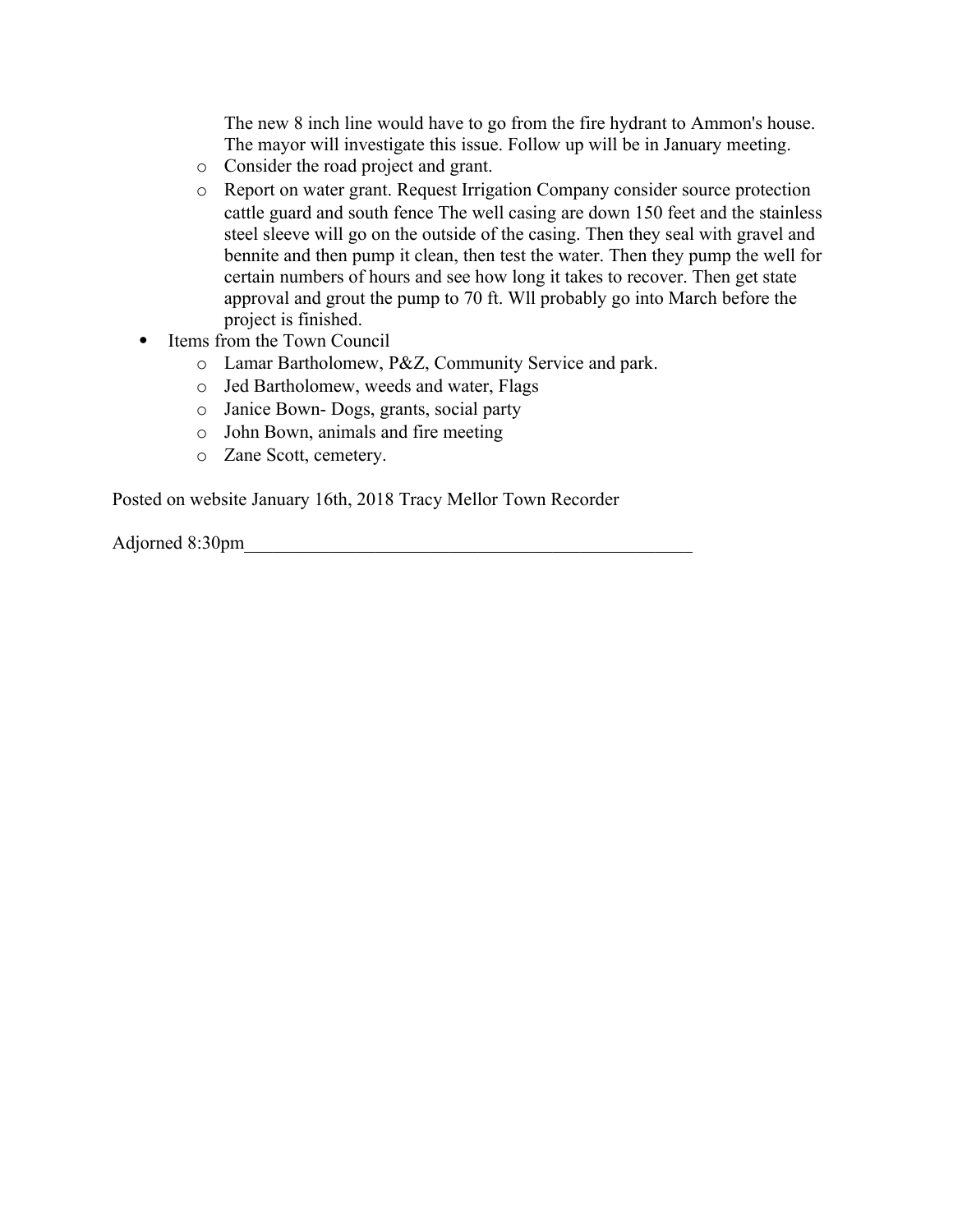The new 8 inch line would have to go from the fire hydrant to Ammon's house. The mayor will investigate this issue. Follow up will be in January meeting.

- Consider the road project and grant.
- Report on water grant. Request Irrigation Company consider source protection cattle guard and south fence The well casing are down 150 feet and the stainless steel sleeve will go on the outside of the casing. Then they seal with gravel and bennite and then pump it clean, then test the water. Then they pump the well for certain numbers of hours and see how long it takes to recover. Then get state approval and grout the pump to 70 ft. Wll probably go into March before the project is finished.

- Items from the Town Council
  - Lamar Bartholomew, P&Z, Community Service and park.
  - Jed Bartholomew, weeds and water, Flags
  - Janice Bown- Dogs, grants, social party
  - John Bown, animals and fire meeting
  - Zane Scott, cemetery.

Posted on website January 16th, 2018 Tracy Mellor Town Recorder

Adjorned 8:30pm__________________________________________________